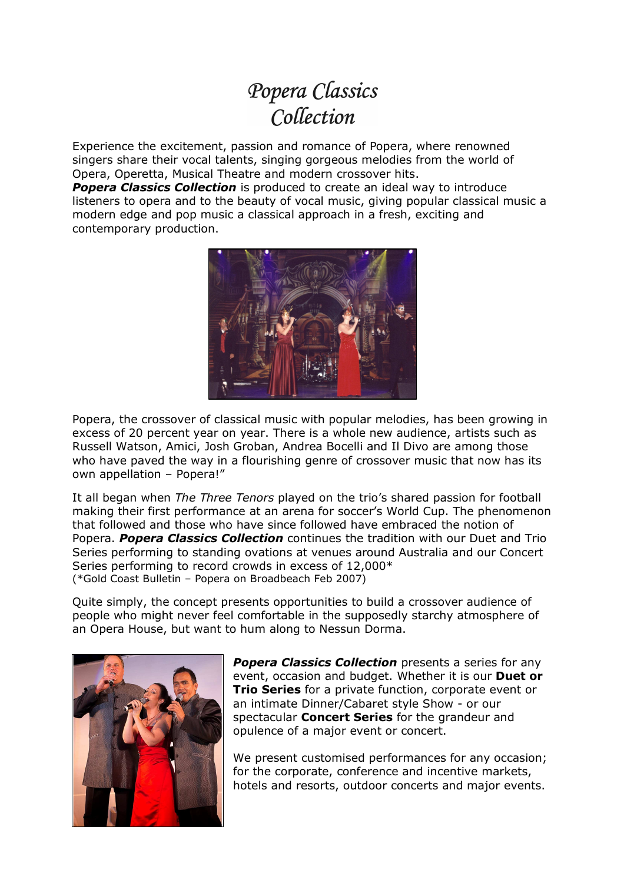# Popera Classics Collection

Experience the excitement, passion and romance of Popera, where renowned singers share their vocal talents, singing gorgeous melodies from the world of Opera, Operetta, Musical Theatre and modern crossover hits.
***Popera Classics Collection*** is produced to create an ideal way to introduce listeners to opera and to the beauty of vocal music, giving popular classical music a modern edge and pop music a classical approach in a fresh, exciting and contemporary production.

Popera, the crossover of classical music with popular melodies, has been growing in excess of 20 percent year on year. There is a whole new audience, artists such as Russell Watson, Amici, Josh Groban, Andrea Bocelli and Il Divo are among those who have paved the way in a flourishing genre of crossover music that now has its own appellation – Popera!"

It all began when *The Three Tenors* played on the trio's shared passion for football making their first performance at an arena for soccer's World Cup. The phenomenon that followed and those who have since followed have embraced the notion of Popera. ***Popera Classics Collection*** continues the tradition with our Duet and Trio Series performing to standing ovations at venues around Australia and our Concert Series performing to record crowds in excess of 12,000*
(*Gold Coast Bulletin – Popera on Broadbeach Feb 2007)

Quite simply, the concept presents opportunities to build a crossover audience of people who might never feel comfortable in the supposedly starchy atmosphere of an Opera House, but want to hum along to Nessun Dorma.

***Popera Classics Collection*** presents a series for any event, occasion and budget. Whether it is our **Duet or Trio Series** for a private function, corporate event or an intimate Dinner/Cabaret style Show - or our spectacular **Concert Series** for the grandeur and opulence of a major event or concert.

We present customised performances for any occasion; for the corporate, conference and incentive markets, hotels and resorts, outdoor concerts and major events.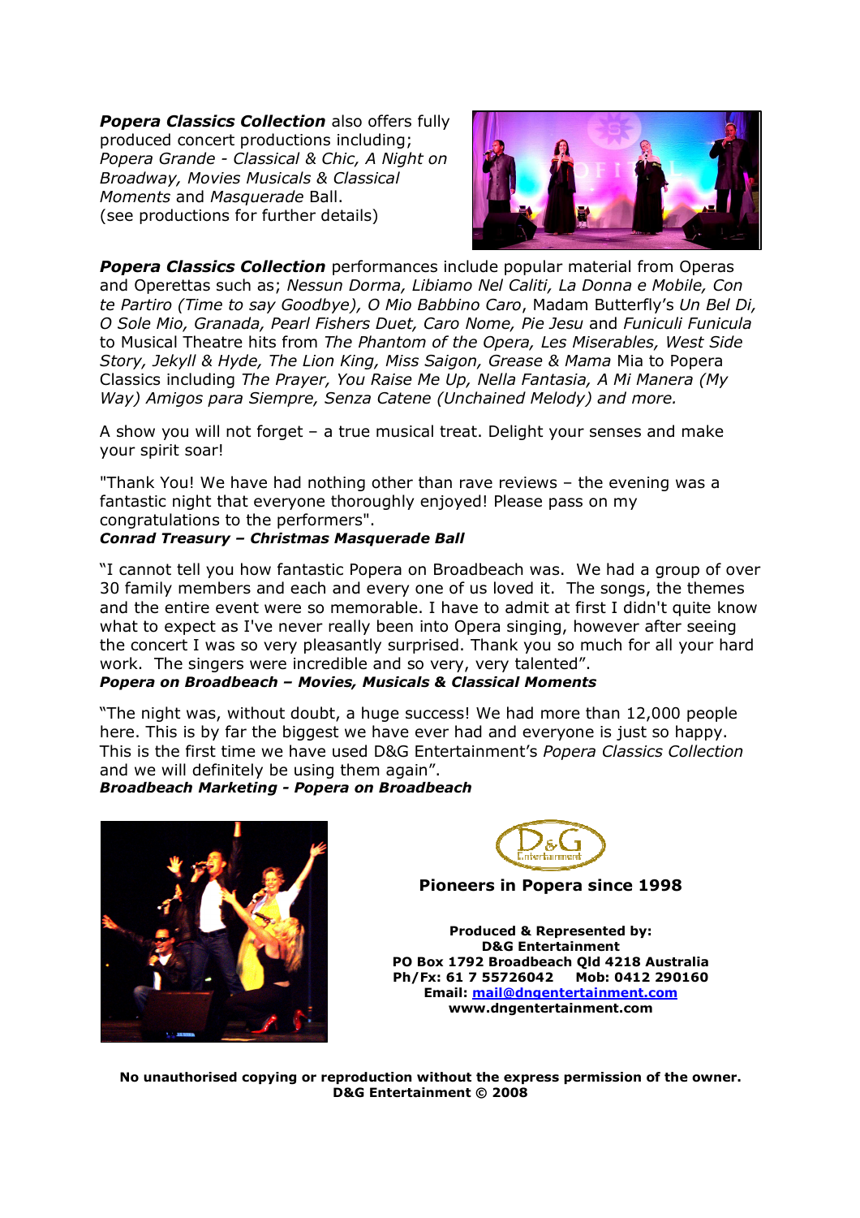***Popera Classics Collection*** also offers fully produced concert productions including; *Popera Grande - Classical & Chic, A Night on Broadway, Movies Musicals & Classical Moments* and *Masquerade* Ball.
(see productions for further details)

***Popera Classics Collection*** performances include popular material from Operas and Operettas such as; *Nessun Dorma, Libiamo Nel Caliti, La Donna e Mobile, Con te Partiro (Time to say Goodbye), O Mio Babbino Caro*, Madam Butterfly's *Un Bel Di, O Sole Mio, Granada, Pearl Fishers Duet, Caro Nome, Pie Jesu* and *Funiculi Funicula* to Musical Theatre hits from *The Phantom of the Opera, Les Miserables, West Side Story, Jekyll & Hyde, The Lion King, Miss Saigon, Grease & Mama* Mia to Popera Classics including *The Prayer, You Raise Me Up, Nella Fantasia, A Mi Manera (My Way) Amigos para Siempre, Senza Catene (Unchained Melody) and more.*

A show you will not forget – a true musical treat. Delight your senses and make your spirit soar!

"Thank You! We have had nothing other than rave reviews – the evening was a fantastic night that everyone thoroughly enjoyed! Please pass on my congratulations to the performers".
***Conrad Treasury – Christmas Masquerade Ball***

"I cannot tell you how fantastic Popera on Broadbeach was. We had a group of over 30 family members and each and every one of us loved it. The songs, the themes and the entire event were so memorable. I have to admit at first I didn't quite know what to expect as I've never really been into Opera singing, however after seeing the concert I was so very pleasantly surprised. Thank you so much for all your hard work. The singers were incredible and so very, very talented".
***Popera on Broadbeach – Movies, Musicals & Classical Moments***

"The night was, without doubt, a huge success! We had more than 12,000 people here. This is by far the biggest we have ever had and everyone is just so happy. This is the first time we have used D&G Entertainment's *Popera Classics Collection* and we will definitely be using them again".
***Broadbeach Marketing - Popera on Broadbeach***

**Pioneers in Popera since 1998**

**Produced & Represented by:**
**D&G Entertainment**
**PO Box 1792 Broadbeach Qld 4218 Australia**
**Ph/Fx: 61 7 55726042 Mob: 0412 290160**
**Email: mail@dngentertainment.com**
**www.dngentertainment.com**

**No unauthorised copying or reproduction without the express permission of the owner.**
**D&G Entertainment © 2008**